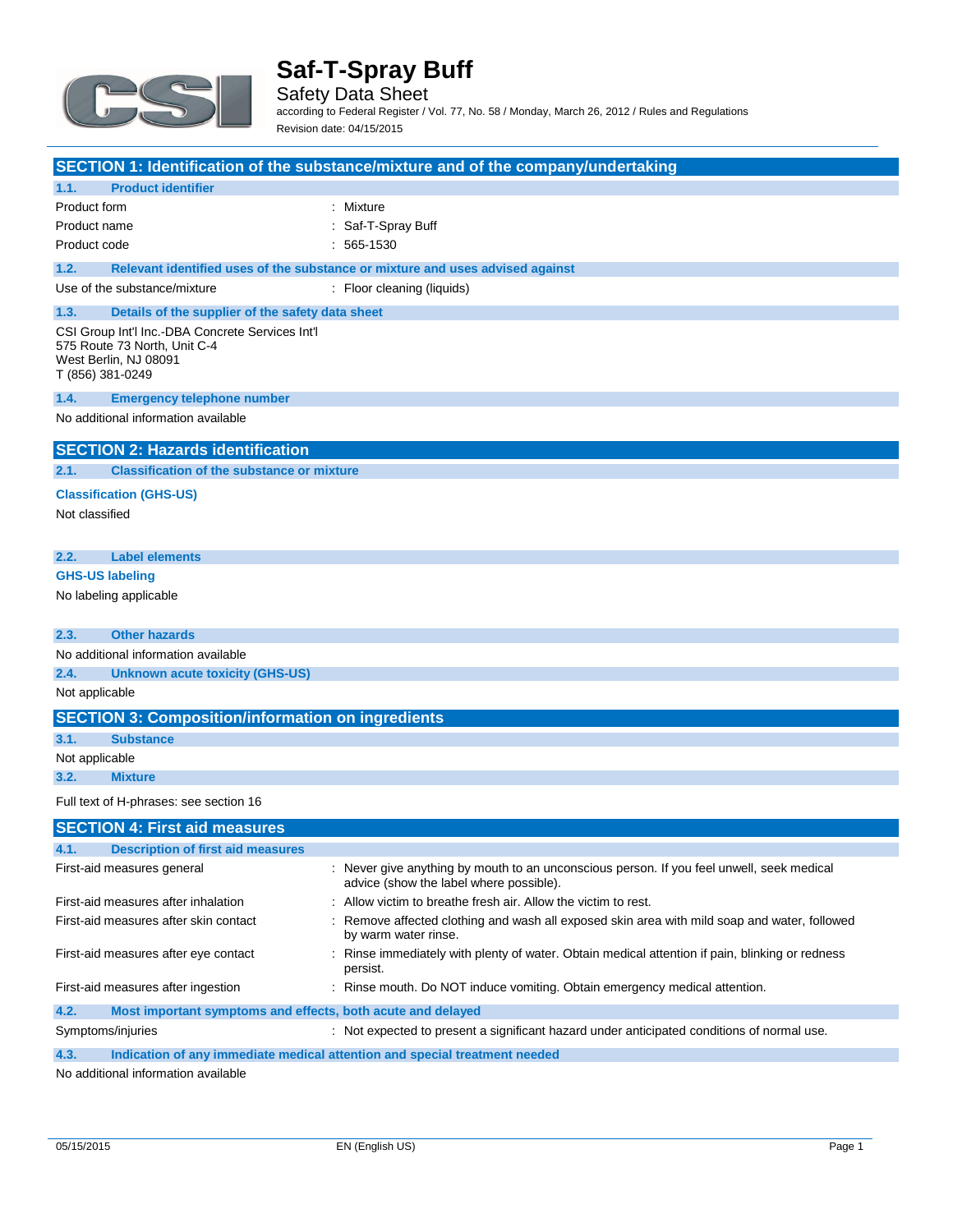# Saf-T-Spray Buff

Safety Data Sheet

according to Federal Register / Vol. 77, No. 58 / Monday, March 26, 2012 / Rules and Regulations

Revision date: 04/15/2015

## SECTION 1: Identification of the substance/mixture and of the company/undertaking

### 1.1. Product identifier

| | |
|---|---|
| Product form | : Mixture |
| Product name | : Saf-T-Spray Buff |
| Product code | : 565-1530 |

### 1.2. Relevant identified uses of the substance or mixture and uses advised against

| | |
|---|---|
| Use of the substance/mixture | : Floor cleaning (liquids) |

### 1.3. Details of the supplier of the safety data sheet

CSI Group Int'l Inc.-DBA Concrete Services Int'l
575 Route 73 North, Unit C-4
West Berlin, NJ 08091
T (856) 381-0249

### 1.4. Emergency telephone number

No additional information available

## SECTION 2: Hazards identification

### 2.1. Classification of the substance or mixture

**Classification (GHS-US)**

Not classified

### 2.2. Label elements

**GHS-US labeling**

No labeling applicable

### 2.3. Other hazards

No additional information available

### 2.4. Unknown acute toxicity (GHS-US)

Not applicable

## SECTION 3: Composition/information on ingredients

### 3.1. Substance

Not applicable

### 3.2. Mixture

Full text of H-phrases: see section 16

## SECTION 4: First aid measures

### 4.1. Description of first aid measures

| | |
|---|---|
| First-aid measures general | : Never give anything by mouth to an unconscious person. If you feel unwell, seek medical advice (show the label where possible). |
| First-aid measures after inhalation | : Allow victim to breathe fresh air. Allow the victim to rest. |
| First-aid measures after skin contact | : Remove affected clothing and wash all exposed skin area with mild soap and water, followed by warm water rinse. |
| First-aid measures after eye contact | : Rinse immediately with plenty of water. Obtain medical attention if pain, blinking or redness persist. |
| First-aid measures after ingestion | : Rinse mouth. Do NOT induce vomiting. Obtain emergency medical attention. |

### 4.2. Most important symptoms and effects, both acute and delayed

| | |
|---|---|
| Symptoms/injuries | : Not expected to present a significant hazard under anticipated conditions of normal use. |

### 4.3. Indication of any immediate medical attention and special treatment needed

No additional information available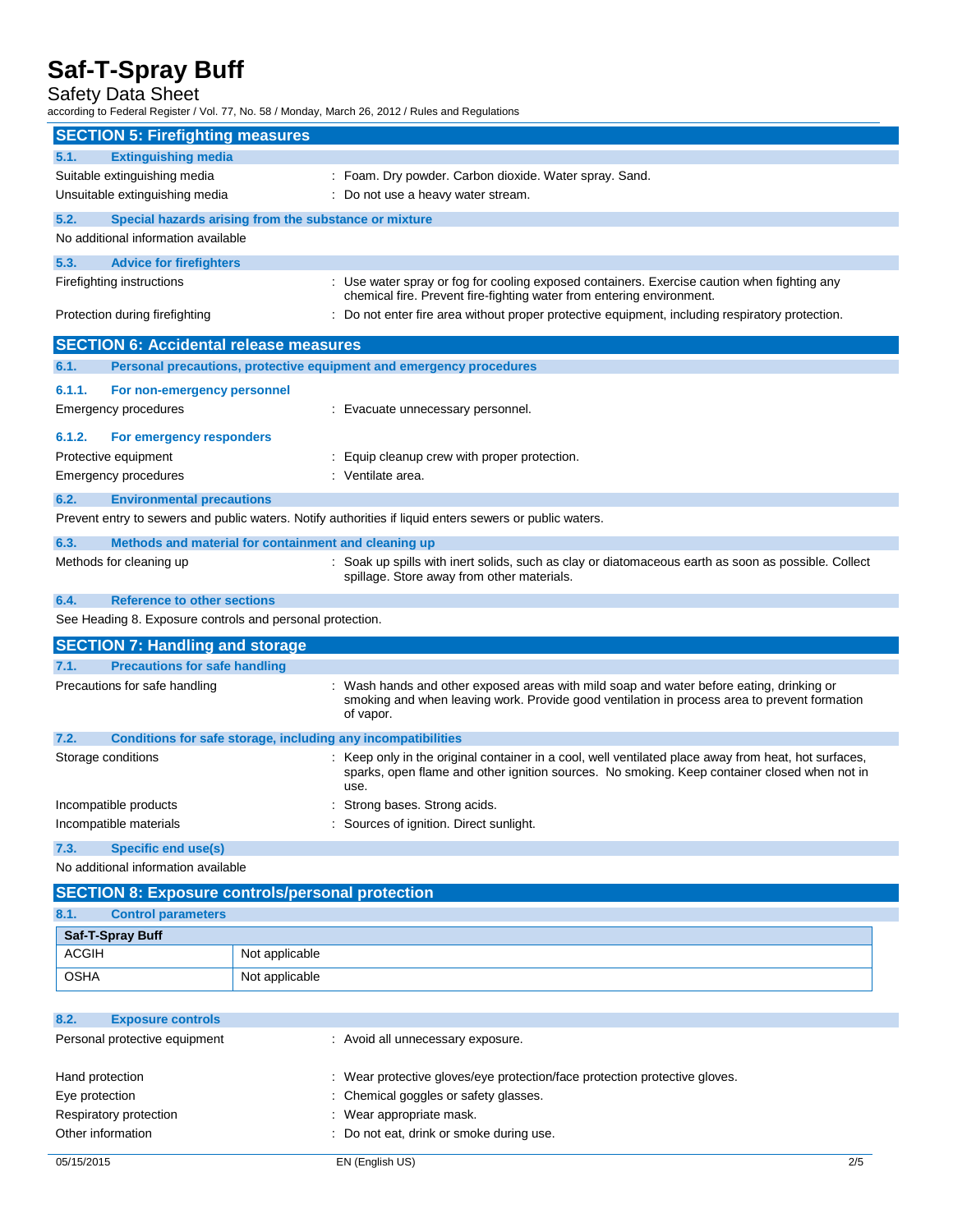## SECTION 5: Firefighting measures

### 5.1. Extinguishing media

Suitable extinguishing media : Foam. Dry powder. Carbon dioxide. Water spray. Sand.

Unsuitable extinguishing media : Do not use a heavy water stream.

### 5.2. Special hazards arising from the substance or mixture

No additional information available

### 5.3. Advice for firefighters

Firefighting instructions : Use water spray or fog for cooling exposed containers. Exercise caution when fighting any chemical fire. Prevent fire-fighting water from entering environment.

Protection during firefighting : Do not enter fire area without proper protective equipment, including respiratory protection.

## SECTION 6: Accidental release measures

### 6.1. Personal precautions, protective equipment and emergency procedures

#### 6.1.1. For non-emergency personnel

Emergency procedures : Evacuate unnecessary personnel.

#### 6.1.2. For emergency responders

Protective equipment : Equip cleanup crew with proper protection.

Emergency procedures : Ventilate area.

### 6.2. Environmental precautions

Prevent entry to sewers and public waters. Notify authorities if liquid enters sewers or public waters.

### 6.3. Methods and material for containment and cleaning up

Methods for cleaning up : Soak up spills with inert solids, such as clay or diatomaceous earth as soon as possible. Collect spillage. Store away from other materials.

### 6.4. Reference to other sections

See Heading 8. Exposure controls and personal protection.

## SECTION 7: Handling and storage

### 7.1. Precautions for safe handling

Precautions for safe handling : Wash hands and other exposed areas with mild soap and water before eating, drinking or smoking and when leaving work. Provide good ventilation in process area to prevent formation of vapor.

### 7.2. Conditions for safe storage, including any incompatibilities

Storage conditions : Keep only in the original container in a cool, well ventilated place away from heat, hot surfaces, sparks, open flame and other ignition sources. No smoking. Keep container closed when not in use.

Incompatible products : Strong bases. Strong acids.

Incompatible materials : Sources of ignition. Direct sunlight.

### 7.3. Specific end use(s)

No additional information available

## SECTION 8: Exposure controls/personal protection

### 8.1. Control parameters

| Saf-T-Spray Buff | |
|---|---|
| ACGIH | Not applicable |
| OSHA | Not applicable |

### 8.2. Exposure controls

Personal protective equipment : Avoid all unnecessary exposure.

Hand protection : Wear protective gloves/eye protection/face protection protective gloves.

Eye protection : Chemical goggles or safety glasses.

Respiratory protection : Wear appropriate mask.

Other information : Do not eat, drink or smoke during use.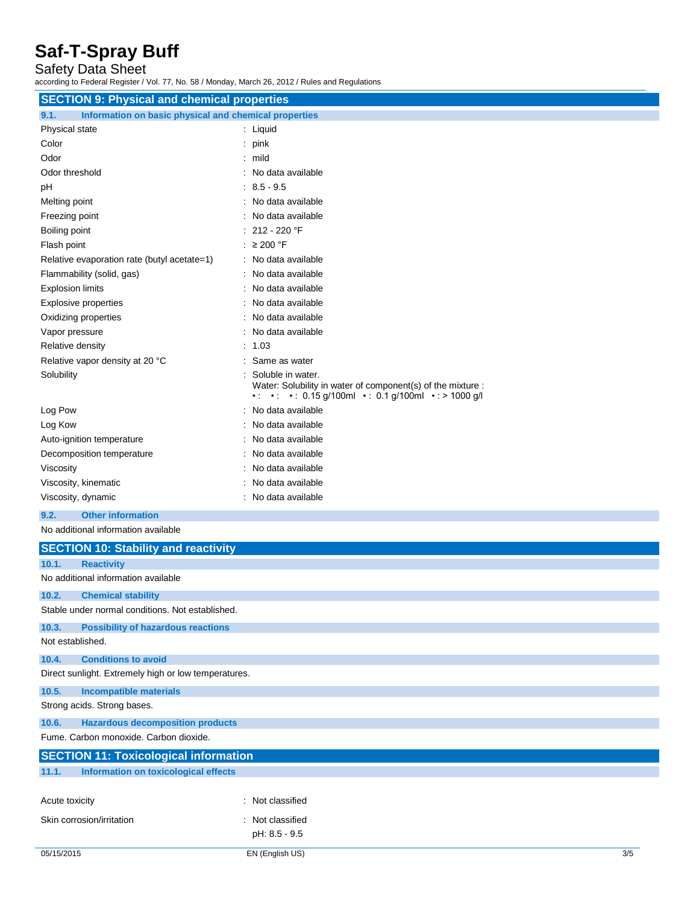## SECTION 9: Physical and chemical properties

### 9.1. Information on basic physical and chemical properties

| Property | Value |
|---|---|
| Physical state | Liquid |
| Color | pink |
| Odor | mild |
| Odor threshold | No data available |
| pH | 8.5 - 9.5 |
| Melting point | No data available |
| Freezing point | No data available |
| Boiling point | 212 - 220 °F |
| Flash point | ≥ 200 °F |
| Relative evaporation rate (butyl acetate=1) | No data available |
| Flammability (solid, gas) | No data available |
| Explosion limits | No data available |
| Explosive properties | No data available |
| Oxidizing properties | No data available |
| Vapor pressure | No data available |
| Relative density | 1.03 |
| Relative vapor density at 20 °C | Same as water |
| Solubility | Soluble in water.<br>Water: Solubility in water of component(s) of the mixture :<br>• : • : • : 0.15 g/100ml • : 0.1 g/100ml • : > 1000 g/l |
| Log Pow | No data available |
| Log Kow | No data available |
| Auto-ignition temperature | No data available |
| Decomposition temperature | No data available |
| Viscosity | No data available |
| Viscosity, kinematic | No data available |
| Viscosity, dynamic | No data available |

### 9.2. Other information

No additional information available

## SECTION 10: Stability and reactivity

### 10.1. Reactivity

No additional information available

### 10.2. Chemical stability

Stable under normal conditions. Not established.

### 10.3. Possibility of hazardous reactions

Not established.

### 10.4. Conditions to avoid

Direct sunlight. Extremely high or low temperatures.

### 10.5. Incompatible materials

Strong acids. Strong bases.

### 10.6. Hazardous decomposition products

Fume. Carbon monoxide. Carbon dioxide.

## SECTION 11: Toxicological information

### 11.1. Information on toxicological effects

| Property | Value |
|---|---|
| Acute toxicity | Not classified |
| Skin corrosion/irritation | Not classified<br>pH: 8.5 - 9.5 |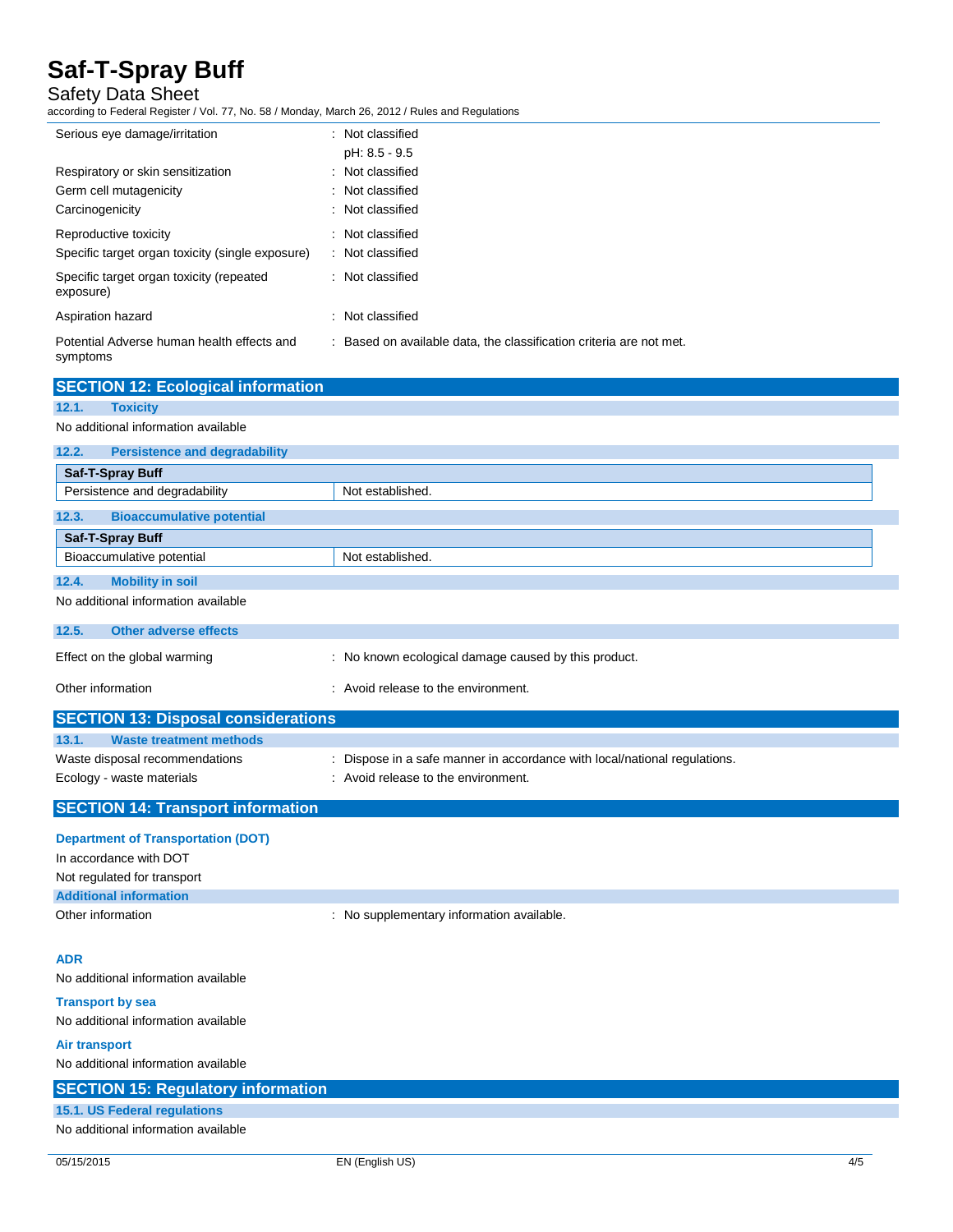| | |
|---|---|
| Serious eye damage/irritation | : Not classified |
| | pH: 8.5 - 9.5 |
| Respiratory or skin sensitization | : Not classified |
| Germ cell mutagenicity | : Not classified |
| Carcinogenicity | : Not classified |
| Reproductive toxicity | : Not classified |
| Specific target organ toxicity (single exposure) | : Not classified |
| Specific target organ toxicity (repeated exposure) | : Not classified |
| Aspiration hazard | : Not classified |
| Potential Adverse human health effects and symptoms | : Based on available data, the classification criteria are not met. |

## SECTION 12: Ecological information

### 12.1. Toxicity

No additional information available

### 12.2. Persistence and degradability

| Saf-T-Spray Buff | |
|---|---|
| Persistence and degradability | Not established. |

### 12.3. Bioaccumulative potential

| Saf-T-Spray Buff | |
|---|---|
| Bioaccumulative potential | Not established. |

### 12.4. Mobility in soil

No additional information available

### 12.5. Other adverse effects

| | |
|---|---|
| Effect on the global warming | : No known ecological damage caused by this product. |
| Other information | : Avoid release to the environment. |

## SECTION 13: Disposal considerations

### 13.1. Waste treatment methods

| | |
|---|---|
| Waste disposal recommendations | : Dispose in a safe manner in accordance with local/national regulations. |
| Ecology - waste materials | : Avoid release to the environment. |

## SECTION 14: Transport information

**Department of Transportation (DOT)**

In accordance with DOT

Not regulated for transport

**Additional information**

| | |
|---|---|
| Other information | : No supplementary information available. |

**ADR**

No additional information available

**Transport by sea**

No additional information available

**Air transport**

No additional information available

## SECTION 15: Regulatory information

### 15.1. US Federal regulations

No additional information available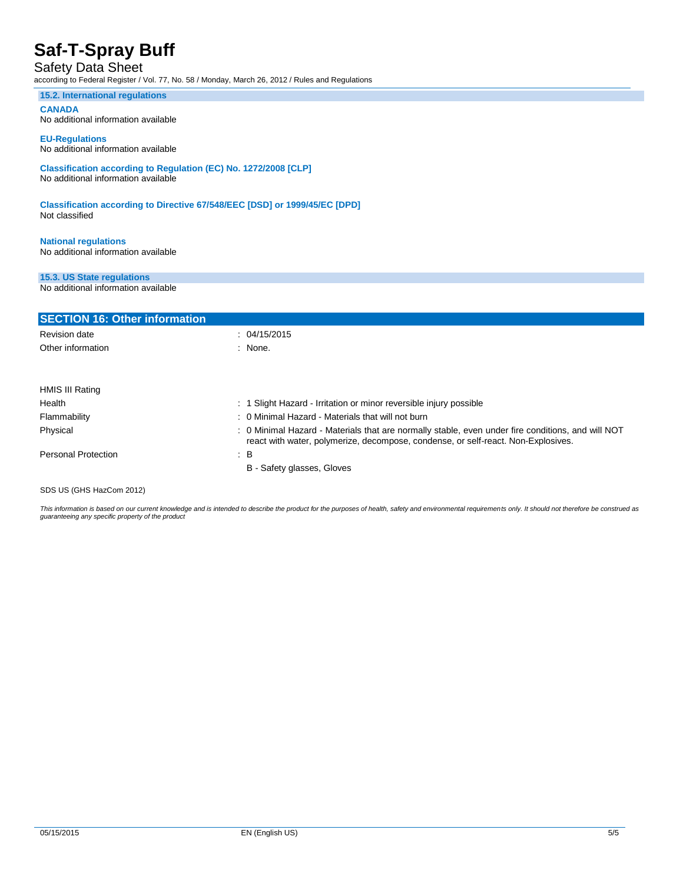### 15.2. International regulations

**CANADA**

No additional information available

**EU-Regulations**

No additional information available

**Classification according to Regulation (EC) No. 1272/2008 [CLP]**

No additional information available

**Classification according to Directive 67/548/EEC [DSD] or 1999/45/EC [DPD]**

Not classified

**National regulations**

No additional information available

### 15.3. US State regulations

No additional information available

## SECTION 16: Other information

| | |
|---|---|
| Revision date | : 04/15/2015 |
| Other information | : None. |

| | |
|---|---|
| HMIS III Rating | |
| Health | : 1 Slight Hazard - Irritation or minor reversible injury possible |
| Flammability | : 0 Minimal Hazard - Materials that will not burn |
| Physical | : 0 Minimal Hazard - Materials that are normally stable, even under fire conditions, and will NOT react with water, polymerize, decompose, condense, or self-react. Non-Explosives. |
| Personal Protection | : B |
| | B - Safety glasses, Gloves |

SDS US (GHS HazCom 2012)

*This information is based on our current knowledge and is intended to describe the product for the purposes of health, safety and environmental requirements only. It should not therefore be construed as guaranteeing any specific property of the product*